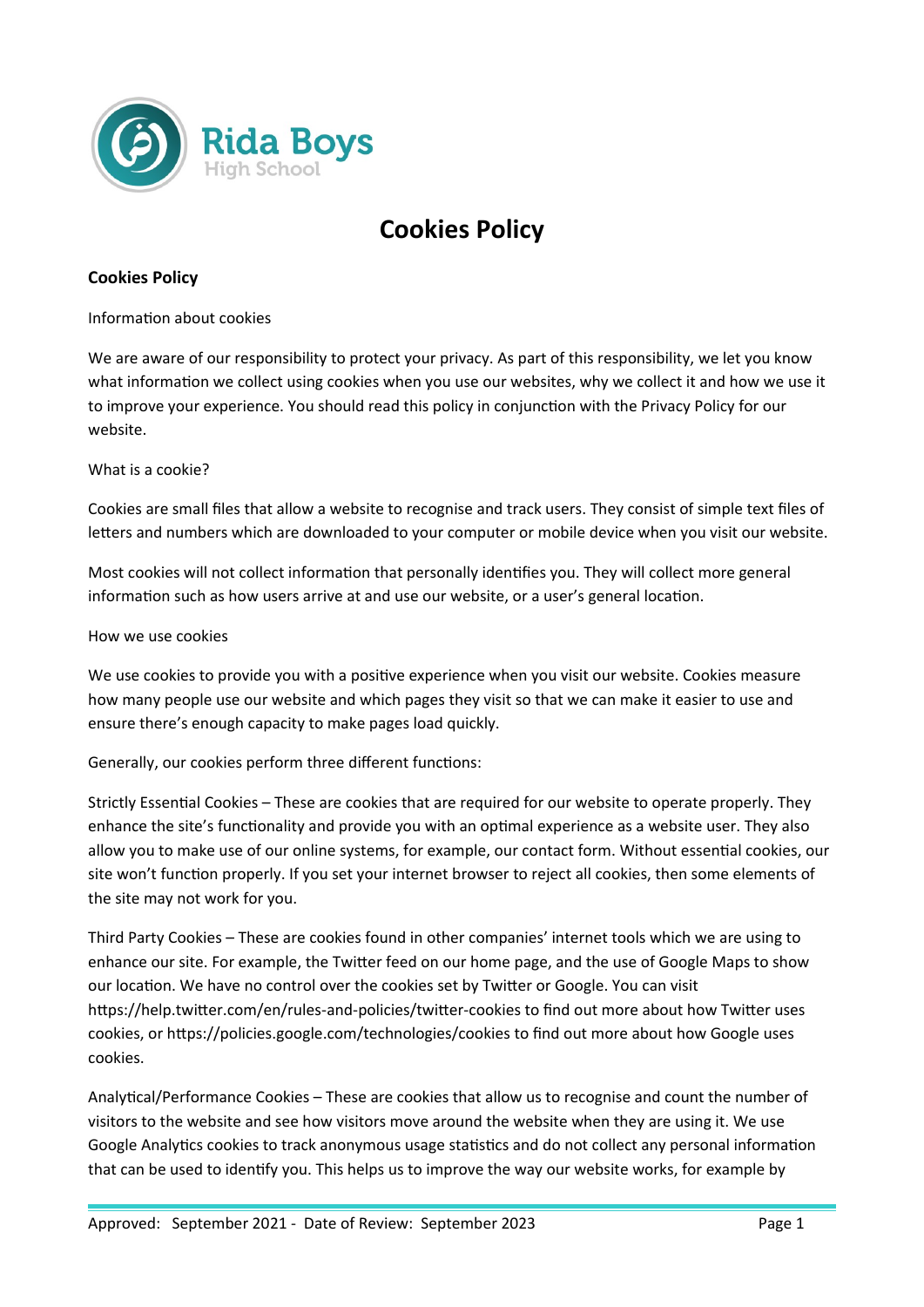Rida Boys High School

# Cookies Policy

**Cookies Policy**

Information about cookies

We are aware of our responsibility to protect your privacy. As part of this responsibility, we let you know what information we collect using cookies when you use our websites, why we collect it and how we use it to improve your experience. You should read this policy in conjunction with the Privacy Policy for our website.

What is a cookie?

Cookies are small files that allow a website to recognise and track users. They consist of simple text files of letters and numbers which are downloaded to your computer or mobile device when you visit our website.

Most cookies will not collect information that personally identifies you. They will collect more general information such as how users arrive at and use our website, or a user's general location.

How we use cookies

We use cookies to provide you with a positive experience when you visit our website. Cookies measure how many people use our website and which pages they visit so that we can make it easier to use and ensure there's enough capacity to make pages load quickly.

Generally, our cookies perform three different functions:

Strictly Essential Cookies – These are cookies that are required for our website to operate properly. They enhance the site's functionality and provide you with an optimal experience as a website user. They also allow you to make use of our online systems, for example, our contact form. Without essential cookies, our site won't function properly. If you set your internet browser to reject all cookies, then some elements of the site may not work for you.

Third Party Cookies – These are cookies found in other companies' internet tools which we are using to enhance our site. For example, the Twitter feed on our home page, and the use of Google Maps to show our location. We have no control over the cookies set by Twitter or Google. You can visit https://help.twitter.com/en/rules-and-policies/twitter-cookies to find out more about how Twitter uses cookies, or https://policies.google.com/technologies/cookies to find out more about how Google uses cookies.

Analytical/Performance Cookies – These are cookies that allow us to recognise and count the number of visitors to the website and see how visitors move around the website when they are using it. We use Google Analytics cookies to track anonymous usage statistics and do not collect any personal information that can be used to identify you. This helps us to improve the way our website works, for example by

Approved: September 2021 - Date of Review: September 2023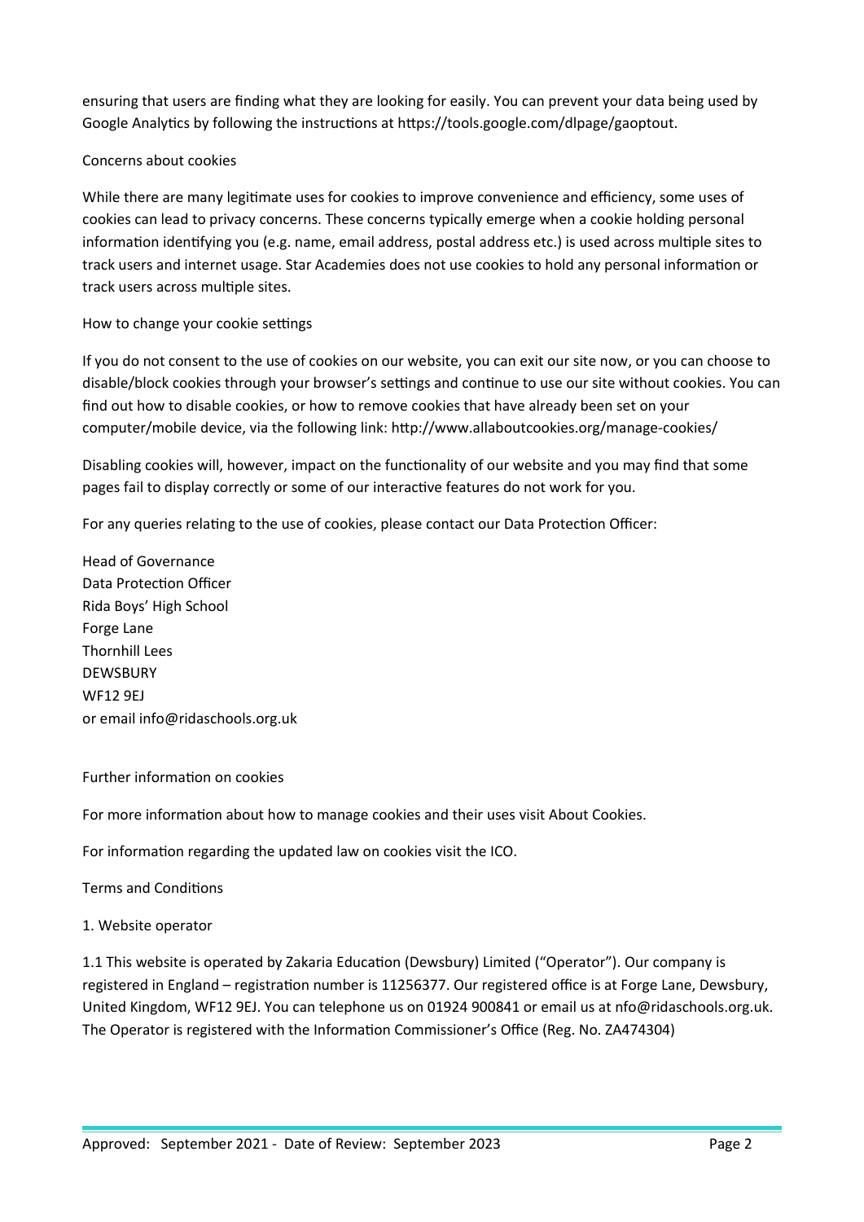ensuring that users are finding what they are looking for easily. You can prevent your data being used by Google Analytics by following the instructions at https://tools.google.com/dlpage/gaoptout.

## Concerns about cookies

While there are many legitimate uses for cookies to improve convenience and efficiency, some uses of cookies can lead to privacy concerns. These concerns typically emerge when a cookie holding personal information identifying you (e.g. name, email address, postal address etc.) is used across multiple sites to track users and internet usage. Star Academies does not use cookies to hold any personal information or track users across multiple sites.

## How to change your cookie settings

If you do not consent to the use of cookies on our website, you can exit our site now, or you can choose to disable/block cookies through your browser's settings and continue to use our site without cookies. You can find out how to disable cookies, or how to remove cookies that have already been set on your computer/mobile device, via the following link: http://www.allaboutcookies.org/manage-cookies/

Disabling cookies will, however, impact on the functionality of our website and you may find that some pages fail to display correctly or some of our interactive features do not work for you.

For any queries relating to the use of cookies, please contact our Data Protection Officer:

Head of Governance
Data Protection Officer
Rida Boys' High School
Forge Lane
Thornhill Lees
DEWSBURY
WF12 9EJ
or email info@ridaschools.org.uk

## Further information on cookies

For more information about how to manage cookies and their uses visit About Cookies.

For information regarding the updated law on cookies visit the ICO.

# Terms and Conditions

## 1. Website operator

1.1 This website is operated by Zakaria Education (Dewsbury) Limited ("Operator"). Our company is registered in England – registration number is 11256377. Our registered office is at Forge Lane, Dewsbury, United Kingdom, WF12 9EJ. You can telephone us on 01924 900841 or email us at nfo@ridaschools.org.uk. The Operator is registered with the Information Commissioner's Office (Reg. No. ZA474304)

Approved: September 2021 - Date of Review: September 2023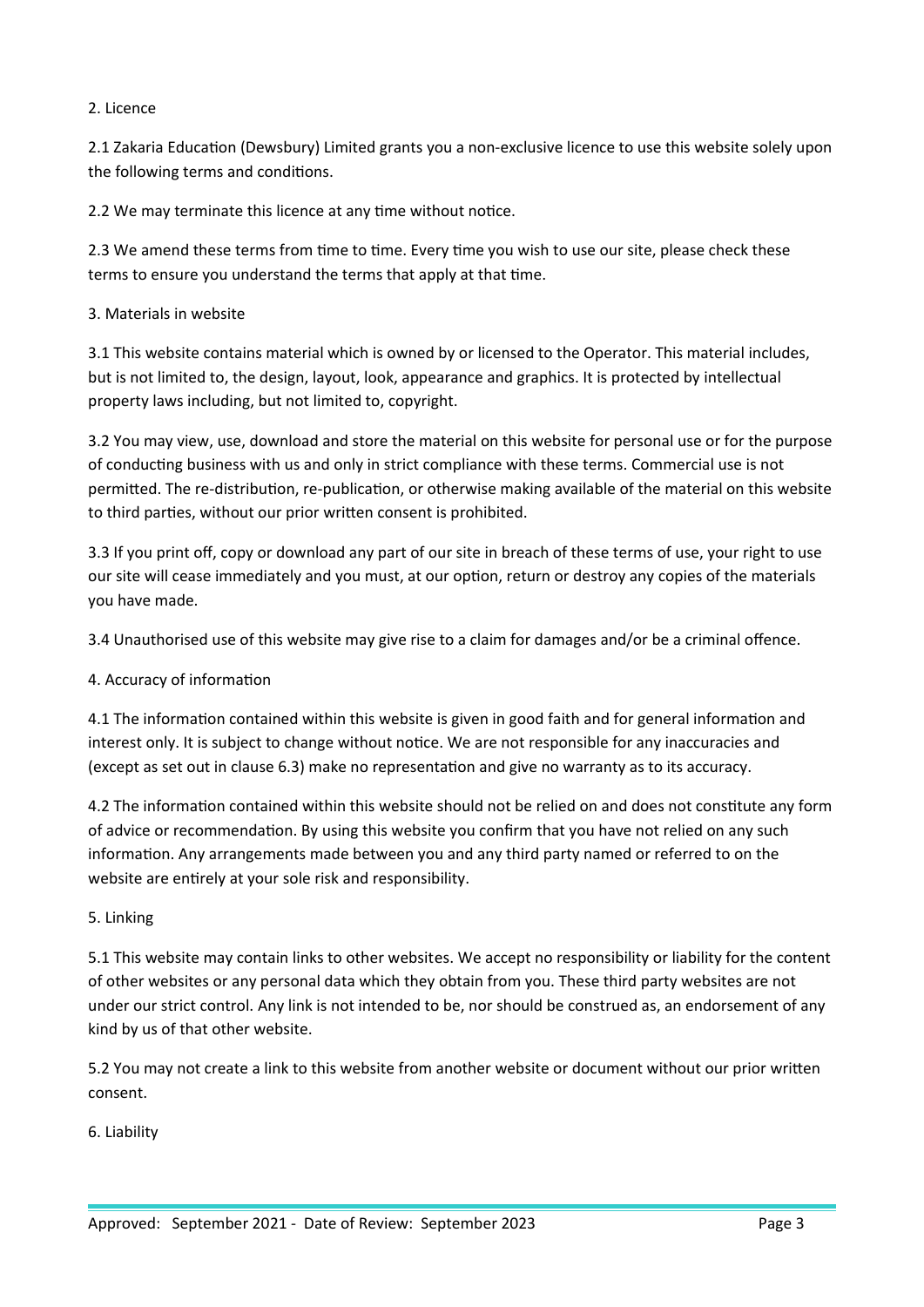## 2. Licence

2.1 Zakaria Education (Dewsbury) Limited grants you a non-exclusive licence to use this website solely upon the following terms and conditions.

2.2 We may terminate this licence at any time without notice.

2.3 We amend these terms from time to time. Every time you wish to use our site, please check these terms to ensure you understand the terms that apply at that time.

## 3. Materials in website

3.1 This website contains material which is owned by or licensed to the Operator. This material includes, but is not limited to, the design, layout, look, appearance and graphics. It is protected by intellectual property laws including, but not limited to, copyright.

3.2 You may view, use, download and store the material on this website for personal use or for the purpose of conducting business with us and only in strict compliance with these terms. Commercial use is not permitted. The re-distribution, re-publication, or otherwise making available of the material on this website to third parties, without our prior written consent is prohibited.

3.3 If you print off, copy or download any part of our site in breach of these terms of use, your right to use our site will cease immediately and you must, at our option, return or destroy any copies of the materials you have made.

3.4 Unauthorised use of this website may give rise to a claim for damages and/or be a criminal offence.

## 4. Accuracy of information

4.1 The information contained within this website is given in good faith and for general information and interest only. It is subject to change without notice. We are not responsible for any inaccuracies and (except as set out in clause 6.3) make no representation and give no warranty as to its accuracy.

4.2 The information contained within this website should not be relied on and does not constitute any form of advice or recommendation. By using this website you confirm that you have not relied on any such information. Any arrangements made between you and any third party named or referred to on the website are entirely at your sole risk and responsibility.

## 5. Linking

5.1 This website may contain links to other websites. We accept no responsibility or liability for the content of other websites or any personal data which they obtain from you. These third party websites are not under our strict control. Any link is not intended to be, nor should be construed as, an endorsement of any kind by us of that other website.

5.2 You may not create a link to this website from another website or document without our prior written consent.

## 6. Liability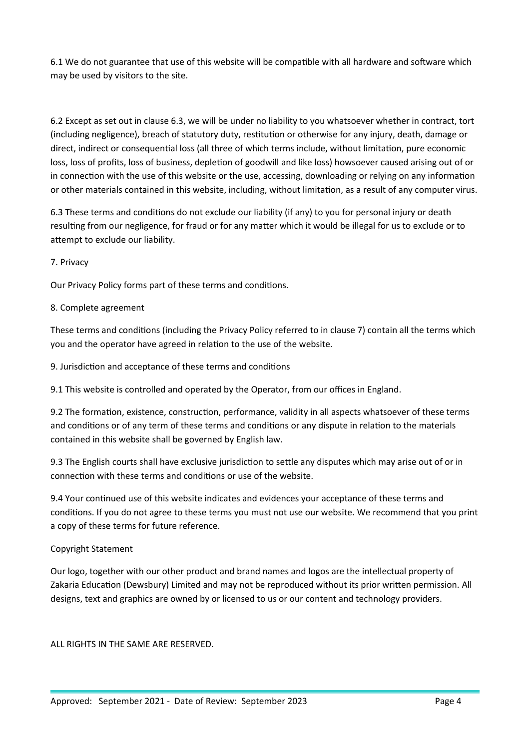6.1 We do not guarantee that use of this website will be compatible with all hardware and software which may be used by visitors to the site.

6.2 Except as set out in clause 6.3, we will be under no liability to you whatsoever whether in contract, tort (including negligence), breach of statutory duty, restitution or otherwise for any injury, death, damage or direct, indirect or consequential loss (all three of which terms include, without limitation, pure economic loss, loss of profits, loss of business, depletion of goodwill and like loss) howsoever caused arising out of or in connection with the use of this website or the use, accessing, downloading or relying on any information or other materials contained in this website, including, without limitation, as a result of any computer virus.

6.3 These terms and conditions do not exclude our liability (if any) to you for personal injury or death resulting from our negligence, for fraud or for any matter which it would be illegal for us to exclude or to attempt to exclude our liability.

7. Privacy

Our Privacy Policy forms part of these terms and conditions.

8. Complete agreement

These terms and conditions (including the Privacy Policy referred to in clause 7) contain all the terms which you and the operator have agreed in relation to the use of the website.

9. Jurisdiction and acceptance of these terms and conditions

9.1 This website is controlled and operated by the Operator, from our offices in England.

9.2 The formation, existence, construction, performance, validity in all aspects whatsoever of these terms and conditions or of any term of these terms and conditions or any dispute in relation to the materials contained in this website shall be governed by English law.

9.3 The English courts shall have exclusive jurisdiction to settle any disputes which may arise out of or in connection with these terms and conditions or use of the website.

9.4 Your continued use of this website indicates and evidences your acceptance of these terms and conditions. If you do not agree to these terms you must not use our website. We recommend that you print a copy of these terms for future reference.

Copyright Statement

Our logo, together with our other product and brand names and logos are the intellectual property of Zakaria Education (Dewsbury) Limited and may not be reproduced without its prior written permission. All designs, text and graphics are owned by or licensed to us or our content and technology providers.

ALL RIGHTS IN THE SAME ARE RESERVED.

Approved: September 2021 - Date of Review: September 2023